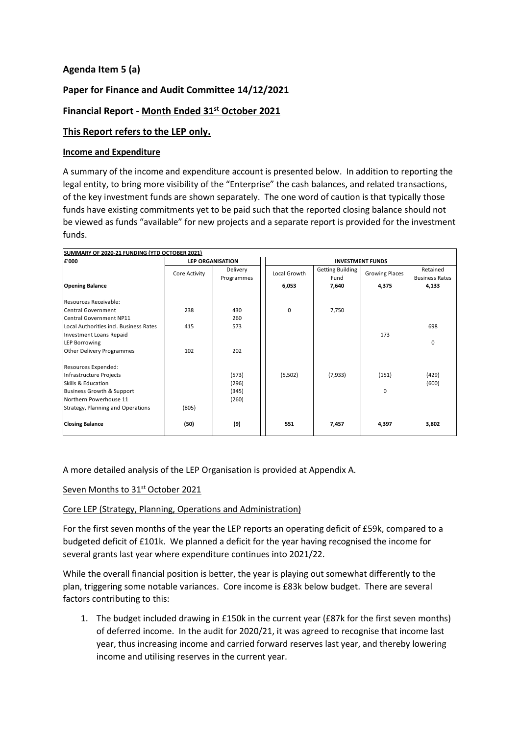**Agenda Item 5 (a)**

**Paper for Finance and Audit Committee 14/12/2021**

**Financial Report - Month Ended 31st October 2021**

**This Report refers to the LEP only.**

**Income and Expenditure**

A summary of the income and expenditure account is presented below. In addition to reporting the legal entity, to bring more visibility of the "Enterprise" the cash balances, and related transactions, of the key investment funds are shown separately. The one word of caution is that typically those funds have existing commitments yet to be paid such that the reported closing balance should not be viewed as funds "available" for new projects and a separate report is provided for the investment funds.

| SUMMARY OF 2020-21 FUNDING (YTD OCTOBER 2021) | | | | | | |
|---|---|---|---|---|---|---|
| £'000 | LEP ORGANISATION | | INVESTMENT FUNDS | | | |
| | Core Activity | Delivery Programmes | Local Growth | Getting Building Fund | Growing Places | Retained Business Rates |
| **Opening Balance** | | | 6,053 | 7,640 | 4,375 | 4,133 |
| Resources Receivable: | | | | | | |
| Central Government | 238 | 430 | 0 | 7,750 | | |
| Central Government NP11 | | 260 | | | | |
| Local Authorities incl. Business Rates | 415 | 573 | | | | 698 |
| Investment Loans Repaid | | | | | 173 | |
| LEP Borrowing | | | | | | 0 |
| Other Delivery Programmes | 102 | 202 | | | | |
| Resources Expended: | | | | | | |
| Infrastructure Projects | | (573) | (5,502) | (7,933) | (151) | (429) |
| Skills & Education | | (296) | | | | (600) |
| Business Growth & Support | | (345) | | | 0 | |
| Northern Powerhouse 11 | | (260) | | | | |
| Strategy, Planning and Operations | (805) | | | | | |
| **Closing Balance** | (50) | (9) | 551 | 7,457 | 4,397 | 3,802 |

A more detailed analysis of the LEP Organisation is provided at Appendix A.

Seven Months to 31st October 2021

Core LEP (Strategy, Planning, Operations and Administration)

For the first seven months of the year the LEP reports an operating deficit of £59k, compared to a budgeted deficit of £101k. We planned a deficit for the year having recognised the income for several grants last year where expenditure continues into 2021/22.

While the overall financial position is better, the year is playing out somewhat differently to the plan, triggering some notable variances. Core income is £83k below budget. There are several factors contributing to this:

1. The budget included drawing in £150k in the current year (£87k for the first seven months) of deferred income. In the audit for 2020/21, it was agreed to recognise that income last year, thus increasing income and carried forward reserves last year, and thereby lowering income and utilising reserves in the current year.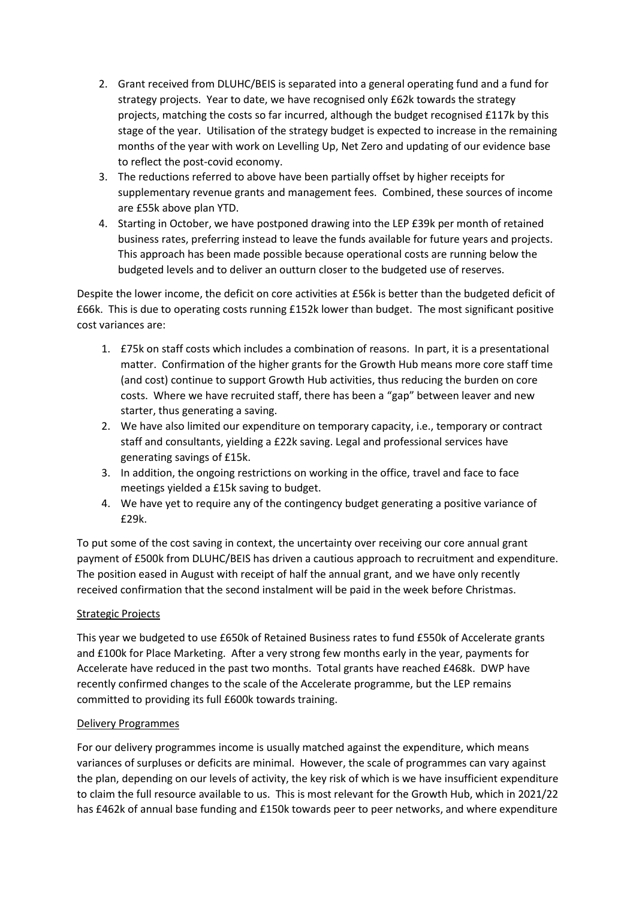2. Grant received from DLUHC/BEIS is separated into a general operating fund and a fund for strategy projects. Year to date, we have recognised only £62k towards the strategy projects, matching the costs so far incurred, although the budget recognised £117k by this stage of the year. Utilisation of the strategy budget is expected to increase in the remaining months of the year with work on Levelling Up, Net Zero and updating of our evidence base to reflect the post-covid economy.
3. The reductions referred to above have been partially offset by higher receipts for supplementary revenue grants and management fees. Combined, these sources of income are £55k above plan YTD.
4. Starting in October, we have postponed drawing into the LEP £39k per month of retained business rates, preferring instead to leave the funds available for future years and projects. This approach has been made possible because operational costs are running below the budgeted levels and to deliver an outturn closer to the budgeted use of reserves.

Despite the lower income, the deficit on core activities at £56k is better than the budgeted deficit of £66k. This is due to operating costs running £152k lower than budget. The most significant positive cost variances are:

1. £75k on staff costs which includes a combination of reasons. In part, it is a presentational matter. Confirmation of the higher grants for the Growth Hub means more core staff time (and cost) continue to support Growth Hub activities, thus reducing the burden on core costs. Where we have recruited staff, there has been a "gap" between leaver and new starter, thus generating a saving.
2. We have also limited our expenditure on temporary capacity, i.e., temporary or contract staff and consultants, yielding a £22k saving. Legal and professional services have generating savings of £15k.
3. In addition, the ongoing restrictions on working in the office, travel and face to face meetings yielded a £15k saving to budget.
4. We have yet to require any of the contingency budget generating a positive variance of £29k.

To put some of the cost saving in context, the uncertainty over receiving our core annual grant payment of £500k from DLUHC/BEIS has driven a cautious approach to recruitment and expenditure. The position eased in August with receipt of half the annual grant, and we have only recently received confirmation that the second instalment will be paid in the week before Christmas.

<u>Strategic Projects</u>

This year we budgeted to use £650k of Retained Business rates to fund £550k of Accelerate grants and £100k for Place Marketing. After a very strong few months early in the year, payments for Accelerate have reduced in the past two months. Total grants have reached £468k. DWP have recently confirmed changes to the scale of the Accelerate programme, but the LEP remains committed to providing its full £600k towards training.

<u>Delivery Programmes</u>

For our delivery programmes income is usually matched against the expenditure, which means variances of surpluses or deficits are minimal. However, the scale of programmes can vary against the plan, depending on our levels of activity, the key risk of which is we have insufficient expenditure to claim the full resource available to us. This is most relevant for the Growth Hub, which in 2021/22 has £462k of annual base funding and £150k towards peer to peer networks, and where expenditure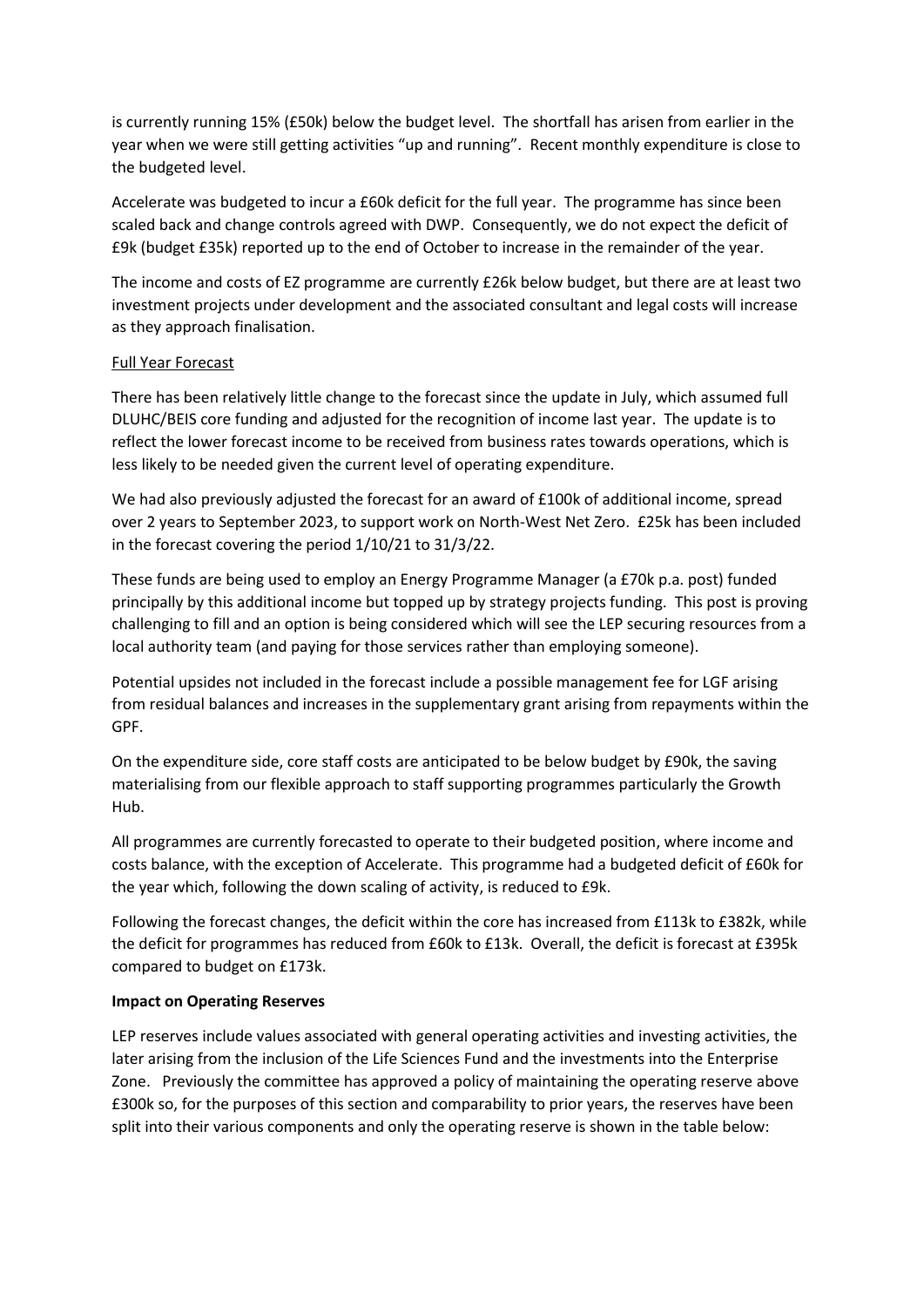is currently running 15% (£50k) below the budget level. The shortfall has arisen from earlier in the year when we were still getting activities "up and running". Recent monthly expenditure is close to the budgeted level.

Accelerate was budgeted to incur a £60k deficit for the full year. The programme has since been scaled back and change controls agreed with DWP. Consequently, we do not expect the deficit of £9k (budget £35k) reported up to the end of October to increase in the remainder of the year.

The income and costs of EZ programme are currently £26k below budget, but there are at least two investment projects under development and the associated consultant and legal costs will increase as they approach finalisation.

Full Year Forecast

There has been relatively little change to the forecast since the update in July, which assumed full DLUHC/BEIS core funding and adjusted for the recognition of income last year. The update is to reflect the lower forecast income to be received from business rates towards operations, which is less likely to be needed given the current level of operating expenditure.

We had also previously adjusted the forecast for an award of £100k of additional income, spread over 2 years to September 2023, to support work on North-West Net Zero. £25k has been included in the forecast covering the period 1/10/21 to 31/3/22.

These funds are being used to employ an Energy Programme Manager (a £70k p.a. post) funded principally by this additional income but topped up by strategy projects funding. This post is proving challenging to fill and an option is being considered which will see the LEP securing resources from a local authority team (and paying for those services rather than employing someone).

Potential upsides not included in the forecast include a possible management fee for LGF arising from residual balances and increases in the supplementary grant arising from repayments within the GPF.

On the expenditure side, core staff costs are anticipated to be below budget by £90k, the saving materialising from our flexible approach to staff supporting programmes particularly the Growth Hub.

All programmes are currently forecasted to operate to their budgeted position, where income and costs balance, with the exception of Accelerate. This programme had a budgeted deficit of £60k for the year which, following the down scaling of activity, is reduced to £9k.

Following the forecast changes, the deficit within the core has increased from £113k to £382k, while the deficit for programmes has reduced from £60k to £13k. Overall, the deficit is forecast at £395k compared to budget on £173k.

**Impact on Operating Reserves**

LEP reserves include values associated with general operating activities and investing activities, the later arising from the inclusion of the Life Sciences Fund and the investments into the Enterprise Zone. Previously the committee has approved a policy of maintaining the operating reserve above £300k so, for the purposes of this section and comparability to prior years, the reserves have been split into their various components and only the operating reserve is shown in the table below: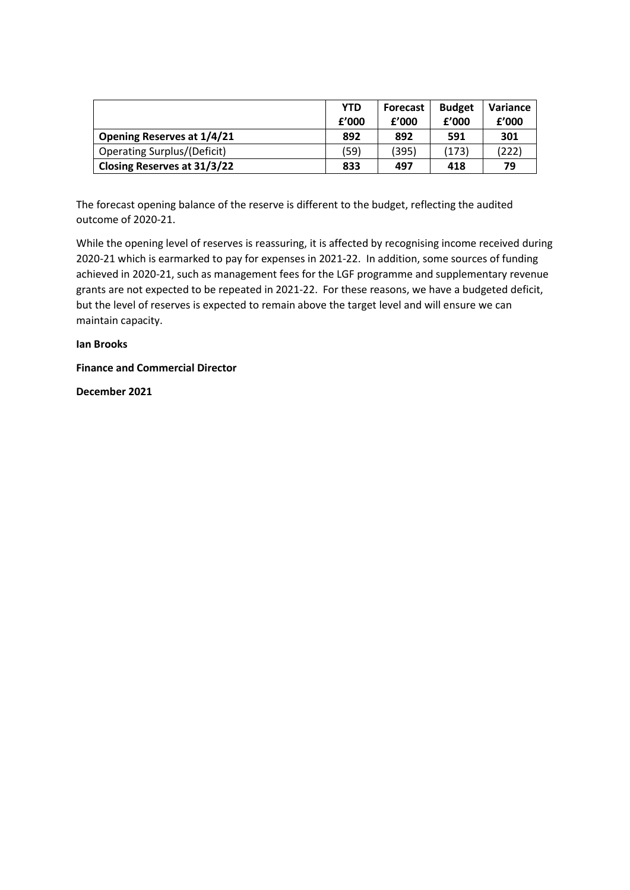| | YTD £'000 | Forecast £'000 | Budget £'000 | Variance £'000 |
|---|---|---|---|---|
| **Opening Reserves at 1/4/21** | **892** | **892** | **591** | **301** |
| Operating Surplus/(Deficit) | (59) | (395) | (173) | (222) |
| **Closing Reserves at 31/3/22** | **833** | **497** | **418** | **79** |

The forecast opening balance of the reserve is different to the budget, reflecting the audited outcome of 2020-21.

While the opening level of reserves is reassuring, it is affected by recognising income received during 2020-21 which is earmarked to pay for expenses in 2021-22. In addition, some sources of funding achieved in 2020-21, such as management fees for the LGF programme and supplementary revenue grants are not expected to be repeated in 2021-22. For these reasons, we have a budgeted deficit, but the level of reserves is expected to remain above the target level and will ensure we can maintain capacity.

**Ian Brooks**

**Finance and Commercial Director**

**December 2021**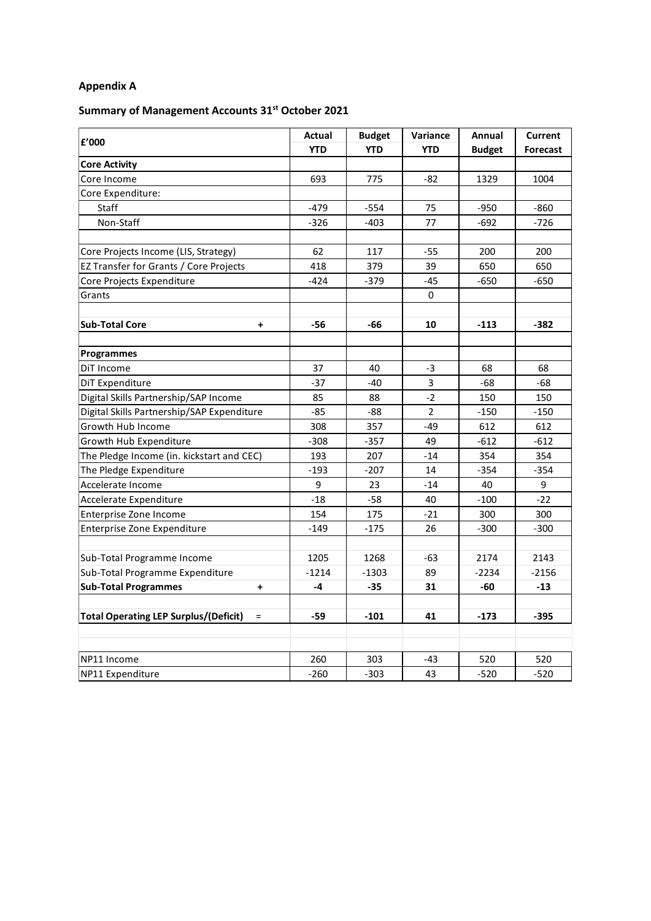## Appendix A

### Summary of Management Accounts 31st October 2021

| £'000 | Actual YTD | Budget YTD | Variance YTD | Annual Budget | Current Forecast |
|---|---|---|---|---|---|
| **Core Activity** | | | | | |
| Core Income | 693 | 775 | -82 | 1329 | 1004 |
| Core Expenditure: | | | | | |
| Staff | -479 | -554 | 75 | -950 | -860 |
| Non-Staff | -326 | -403 | 77 | -692 | -726 |
| | | | | | |
| Core Projects Income (LIS, Strategy) | 62 | 117 | -55 | 200 | 200 |
| EZ Transfer for Grants / Core Projects | 418 | 379 | 39 | 650 | 650 |
| Core Projects Expenditure | -424 | -379 | -45 | -650 | -650 |
| Grants | | | 0 | | |
| | | | | | |
| **Sub-Total Core +** | **-56** | **-66** | **10** | **-113** | **-382** |
| | | | | | |
| **Programmes** | | | | | |
| DiT Income | 37 | 40 | -3 | 68 | 68 |
| DiT Expenditure | -37 | -40 | 3 | -68 | -68 |
| Digital Skills Partnership/SAP Income | 85 | 88 | -2 | 150 | 150 |
| Digital Skills Partnership/SAP Expenditure | -85 | -88 | 2 | -150 | -150 |
| Growth Hub Income | 308 | 357 | -49 | 612 | 612 |
| Growth Hub Expenditure | -308 | -357 | 49 | -612 | -612 |
| The Pledge Income (in. kickstart and CEC) | 193 | 207 | -14 | 354 | 354 |
| The Pledge Expenditure | -193 | -207 | 14 | -354 | -354 |
| Accelerate Income | 9 | 23 | -14 | 40 | 9 |
| Accelerate Expenditure | -18 | -58 | 40 | -100 | -22 |
| Enterprise Zone Income | 154 | 175 | -21 | 300 | 300 |
| Enterprise Zone Expenditure | -149 | -175 | 26 | -300 | -300 |
| | | | | | |
| Sub-Total Programme Income | 1205 | 1268 | -63 | 2174 | 2143 |
| Sub-Total Programme Expenditure | -1214 | -1303 | 89 | -2234 | -2156 |
| **Sub-Total Programmes +** | **-4** | **-35** | **31** | **-60** | **-13** |
| | | | | | |
| **Total Operating LEP Surplus/(Deficit) =** | **-59** | **-101** | **41** | **-173** | **-395** |
| | | | | | |
| NP11 Income | 260 | 303 | -43 | 520 | 520 |
| NP11 Expenditure | -260 | -303 | 43 | -520 | -520 |